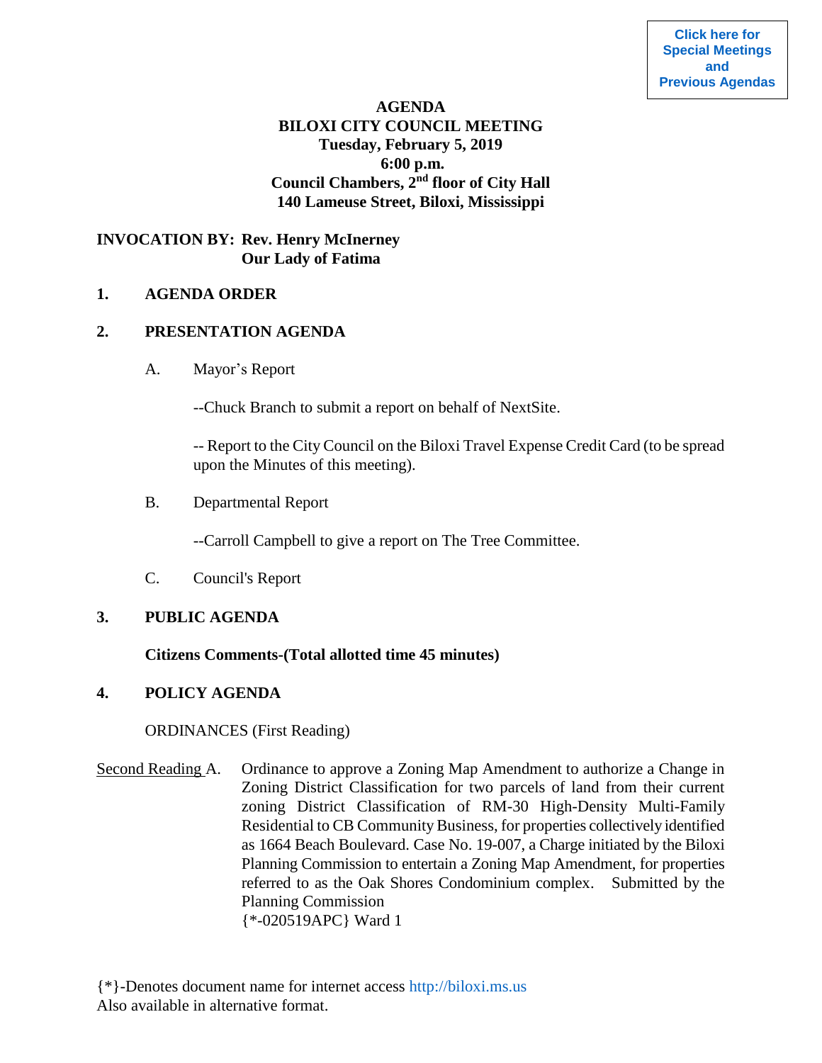Click here for Special Meetings and Previous Agendas

**AGENDA**
**BILOXI CITY COUNCIL MEETING**
**Tuesday, February 5, 2019**
**6:00 p.m.**
**Council Chambers, 2nd floor of City Hall**
**140 Lameuse Street, Biloxi, Mississippi**

**INVOCATION BY: Rev. Henry McInerney**
**Our Lady of Fatima**

**1. AGENDA ORDER**

**2. PRESENTATION AGENDA**

A. Mayor's Report

--Chuck Branch to submit a report on behalf of NextSite.

-- Report to the City Council on the Biloxi Travel Expense Credit Card (to be spread upon the Minutes of this meeting).

B. Departmental Report

--Carroll Campbell to give a report on The Tree Committee.

C. Council's Report

**3. PUBLIC AGENDA**

**Citizens Comments-(Total allotted time 45 minutes)**

**4. POLICY AGENDA**

ORDINANCES (First Reading)

Second Reading A. Ordinance to approve a Zoning Map Amendment to authorize a Change in Zoning District Classification for two parcels of land from their current zoning District Classification of RM-30 High-Density Multi-Family Residential to CB Community Business, for properties collectively identified as 1664 Beach Boulevard. Case No. 19-007, a Charge initiated by the Biloxi Planning Commission to entertain a Zoning Map Amendment, for properties referred to as the Oak Shores Condominium complex. Submitted by the Planning Commission
{*-020519APC} Ward 1

{*}-Denotes document name for internet access http://biloxi.ms.us
Also available in alternative format.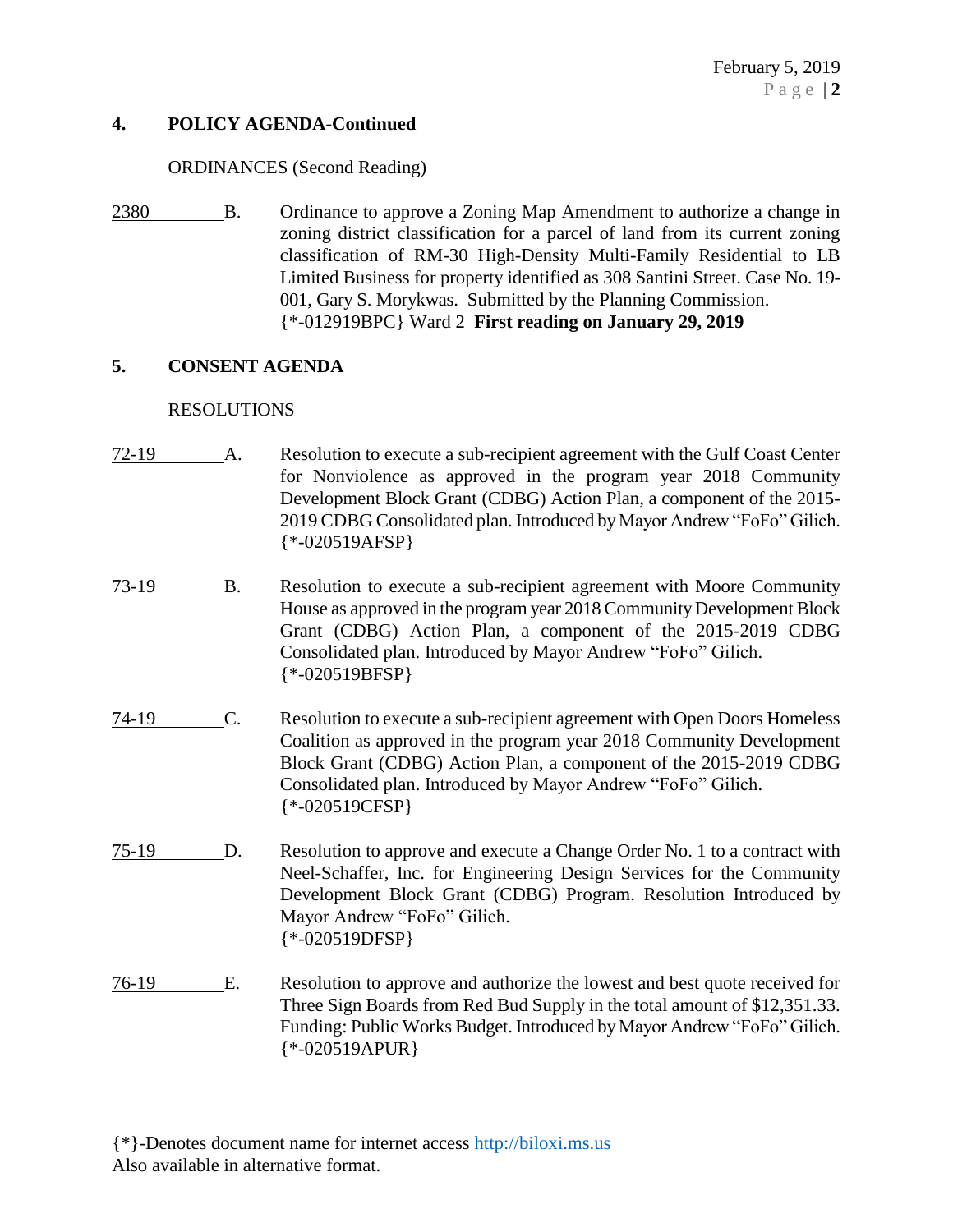## 4. POLICY AGENDA-Continued

ORDINANCES (Second Reading)

2380 B. Ordinance to approve a Zoning Map Amendment to authorize a change in zoning district classification for a parcel of land from its current zoning classification of RM-30 High-Density Multi-Family Residential to LB Limited Business for property identified as 308 Santini Street. Case No. 19-001, Gary S. Morykwas. Submitted by the Planning Commission. {*-012919BPC} Ward 2 **First reading on January 29, 2019**

## 5. CONSENT AGENDA

RESOLUTIONS

72-19 A. Resolution to execute a sub-recipient agreement with the Gulf Coast Center for Nonviolence as approved in the program year 2018 Community Development Block Grant (CDBG) Action Plan, a component of the 2015-2019 CDBG Consolidated plan. Introduced by Mayor Andrew "FoFo" Gilich. {*-020519AFSP}

73-19 B. Resolution to execute a sub-recipient agreement with Moore Community House as approved in the program year 2018 Community Development Block Grant (CDBG) Action Plan, a component of the 2015-2019 CDBG Consolidated plan. Introduced by Mayor Andrew "FoFo" Gilich. {*-020519BFSP}

74-19 C. Resolution to execute a sub-recipient agreement with Open Doors Homeless Coalition as approved in the program year 2018 Community Development Block Grant (CDBG) Action Plan, a component of the 2015-2019 CDBG Consolidated plan. Introduced by Mayor Andrew "FoFo" Gilich. {*-020519CFSP}

75-19 D. Resolution to approve and execute a Change Order No. 1 to a contract with Neel-Schaffer, Inc. for Engineering Design Services for the Community Development Block Grant (CDBG) Program. Resolution Introduced by Mayor Andrew "FoFo" Gilich. {*-020519DFSP}

76-19 E. Resolution to approve and authorize the lowest and best quote received for Three Sign Boards from Red Bud Supply in the total amount of $12,351.33. Funding: Public Works Budget. Introduced by Mayor Andrew "FoFo" Gilich. {*-020519APUR}

{*}-Denotes document name for internet access http://biloxi.ms.us
Also available in alternative format.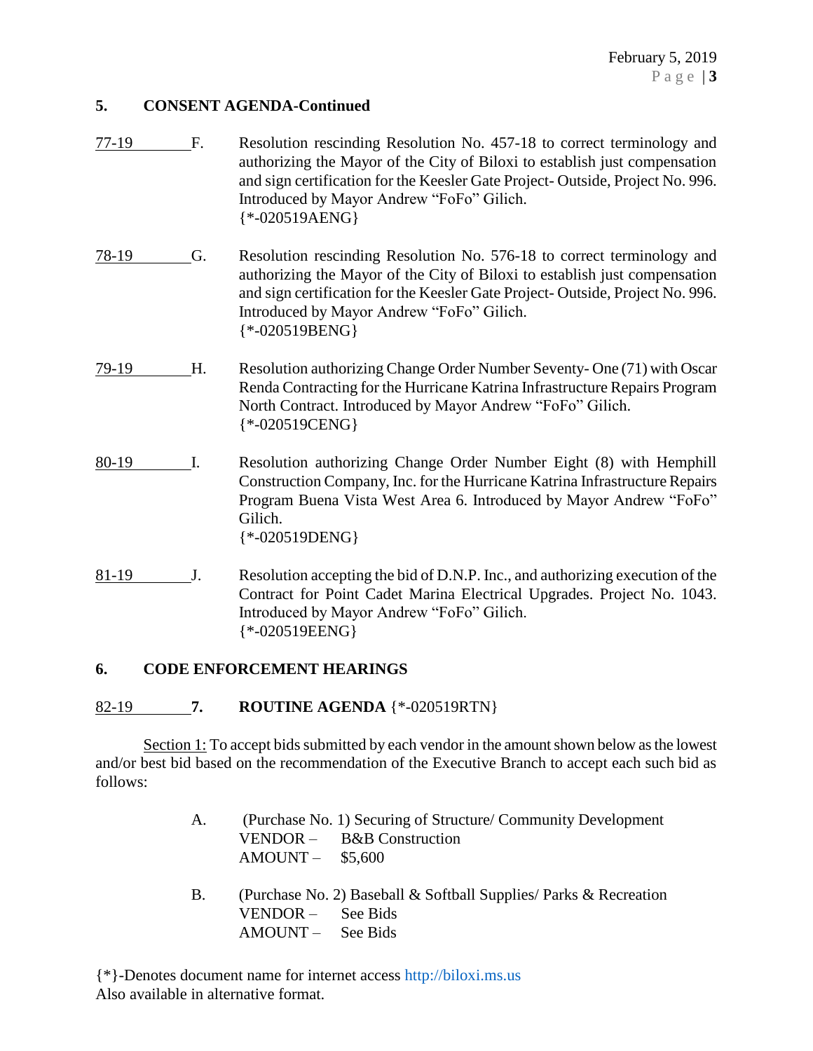**5. CONSENT AGENDA-Continued**

77-19 F. Resolution rescinding Resolution No. 457-18 to correct terminology and authorizing the Mayor of the City of Biloxi to establish just compensation and sign certification for the Keesler Gate Project- Outside, Project No. 996. Introduced by Mayor Andrew "FoFo" Gilich.
{*-020519AENG}

78-19 G. Resolution rescinding Resolution No. 576-18 to correct terminology and authorizing the Mayor of the City of Biloxi to establish just compensation and sign certification for the Keesler Gate Project- Outside, Project No. 996. Introduced by Mayor Andrew "FoFo" Gilich.
{*-020519BENG}

79-19 H. Resolution authorizing Change Order Number Seventy- One (71) with Oscar Renda Contracting for the Hurricane Katrina Infrastructure Repairs Program North Contract. Introduced by Mayor Andrew "FoFo" Gilich.
{*-020519CENG}

80-19 I. Resolution authorizing Change Order Number Eight (8) with Hemphill Construction Company, Inc. for the Hurricane Katrina Infrastructure Repairs Program Buena Vista West Area 6. Introduced by Mayor Andrew "FoFo" Gilich.
{*-020519DENG}

81-19 J. Resolution accepting the bid of D.N.P. Inc., and authorizing execution of the Contract for Point Cadet Marina Electrical Upgrades. Project No. 1043. Introduced by Mayor Andrew "FoFo" Gilich.
{*-020519EENG}

**6. CODE ENFORCEMENT HEARINGS**

82-19 **7. ROUTINE AGENDA** {*-020519RTN}

Section 1: To accept bids submitted by each vendor in the amount shown below as the lowest and/or best bid based on the recommendation of the Executive Branch to accept each such bid as follows:

A. (Purchase No. 1) Securing of Structure/ Community Development
VENDOR – B&B Construction
AMOUNT – $5,600

B. (Purchase No. 2) Baseball & Softball Supplies/ Parks & Recreation
VENDOR – See Bids
AMOUNT – See Bids

{*}-Denotes document name for internet access http://biloxi.ms.us
Also available in alternative format.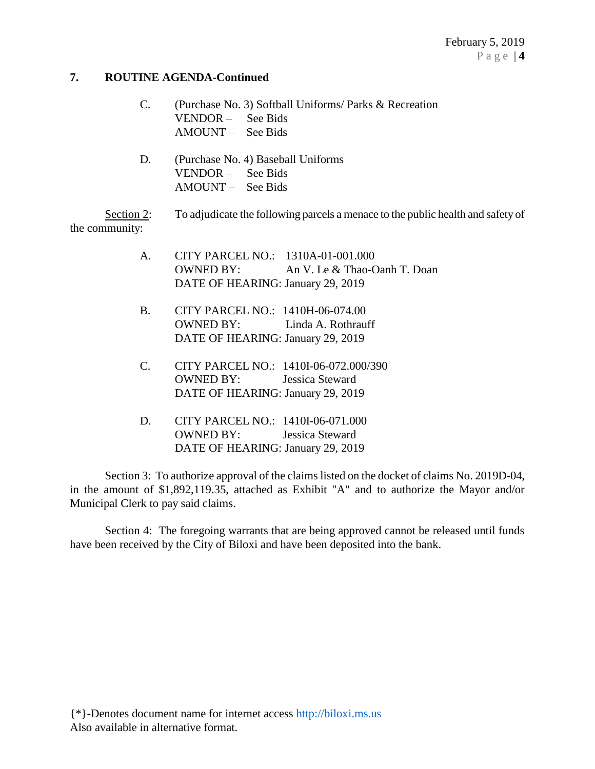**7. ROUTINE AGENDA-Continued**

C. (Purchase No. 3) Softball Uniforms/ Parks & Recreation
VENDOR – See Bids
AMOUNT – See Bids

D. (Purchase No. 4) Baseball Uniforms
VENDOR – See Bids
AMOUNT – See Bids

Section 2: To adjudicate the following parcels a menace to the public health and safety of the community:

A. CITY PARCEL NO.: 1310A-01-001.000
OWNED BY: An V. Le & Thao-Oanh T. Doan
DATE OF HEARING: January 29, 2019

B. CITY PARCEL NO.: 1410H-06-074.00
OWNED BY: Linda A. Rothrauff
DATE OF HEARING: January 29, 2019

C. CITY PARCEL NO.: 1410I-06-072.000/390
OWNED BY: Jessica Steward
DATE OF HEARING: January 29, 2019

D. CITY PARCEL NO.: 1410I-06-071.000
OWNED BY: Jessica Steward
DATE OF HEARING: January 29, 2019

Section 3: To authorize approval of the claims listed on the docket of claims No. 2019D-04, in the amount of $1,892,119.35, attached as Exhibit "A" and to authorize the Mayor and/or Municipal Clerk to pay said claims.

Section 4: The foregoing warrants that are being approved cannot be released until funds have been received by the City of Biloxi and have been deposited into the bank.

{*}-Denotes document name for internet access http://biloxi.ms.us
Also available in alternative format.